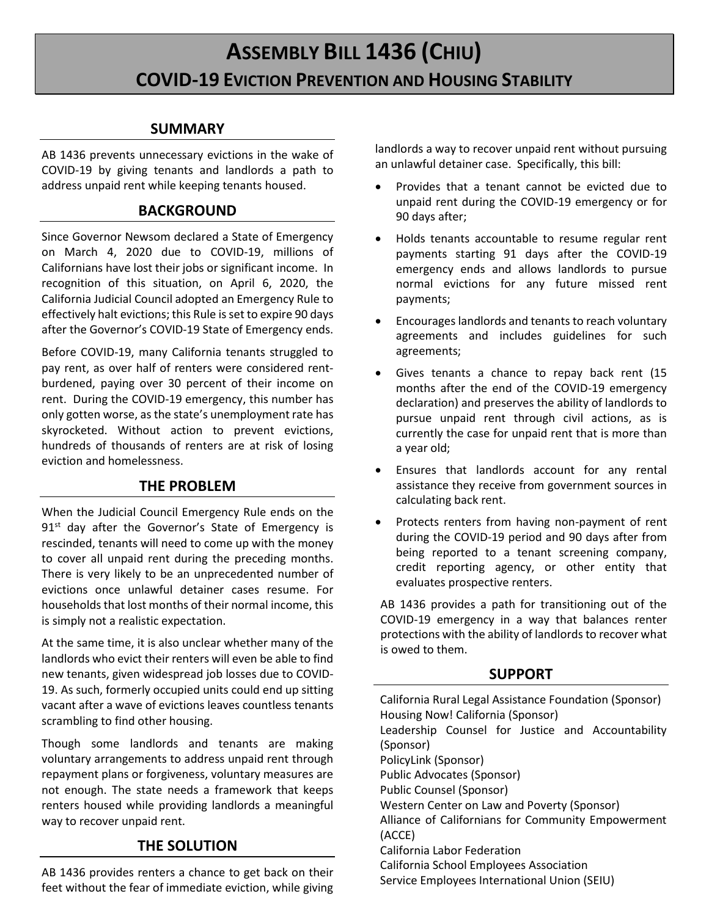# Assembly Bill 1436 (Chiu)

## COVID-19 Eviction Prevention and Housing Stability

## SUMMARY

AB 1436 prevents unnecessary evictions in the wake of COVID-19 by giving tenants and landlords a path to address unpaid rent while keeping tenants housed.

## BACKGROUND

Since Governor Newsom declared a State of Emergency on March 4, 2020 due to COVID-19, millions of Californians have lost their jobs or significant income. In recognition of this situation, on April 6, 2020, the California Judicial Council adopted an Emergency Rule to effectively halt evictions; this Rule is set to expire 90 days after the Governor's COVID-19 State of Emergency ends.

Before COVID-19, many California tenants struggled to pay rent, as over half of renters were considered rent-burdened, paying over 30 percent of their income on rent. During the COVID-19 emergency, this number has only gotten worse, as the state's unemployment rate has skyrocketed. Without action to prevent evictions, hundreds of thousands of renters are at risk of losing eviction and homelessness.

## THE PROBLEM

When the Judicial Council Emergency Rule ends on the 91st day after the Governor's State of Emergency is rescinded, tenants will need to come up with the money to cover all unpaid rent during the preceding months. There is very likely to be an unprecedented number of evictions once unlawful detainer cases resume. For households that lost months of their normal income, this is simply not a realistic expectation.

At the same time, it is also unclear whether many of the landlords who evict their renters will even be able to find new tenants, given widespread job losses due to COVID-19. As such, formerly occupied units could end up sitting vacant after a wave of evictions leaves countless tenants scrambling to find other housing.

Though some landlords and tenants are making voluntary arrangements to address unpaid rent through repayment plans or forgiveness, voluntary measures are not enough. The state needs a framework that keeps renters housed while providing landlords a meaningful way to recover unpaid rent.

## THE SOLUTION

AB 1436 provides renters a chance to get back on their feet without the fear of immediate eviction, while giving landlords a way to recover unpaid rent without pursuing an unlawful detainer case. Specifically, this bill:

- Provides that a tenant cannot be evicted due to unpaid rent during the COVID-19 emergency or for 90 days after;
- Holds tenants accountable to resume regular rent payments starting 91 days after the COVID-19 emergency ends and allows landlords to pursue normal evictions for any future missed rent payments;
- Encourages landlords and tenants to reach voluntary agreements and includes guidelines for such agreements;
- Gives tenants a chance to repay back rent (15 months after the end of the COVID-19 emergency declaration) and preserves the ability of landlords to pursue unpaid rent through civil actions, as is currently the case for unpaid rent that is more than a year old;
- Ensures that landlords account for any rental assistance they receive from government sources in calculating back rent.
- Protects renters from having non-payment of rent during the COVID-19 period and 90 days after from being reported to a tenant screening company, credit reporting agency, or other entity that evaluates prospective renters.

AB 1436 provides a path for transitioning out of the COVID-19 emergency in a way that balances renter protections with the ability of landlords to recover what is owed to them.

## SUPPORT

California Rural Legal Assistance Foundation (Sponsor)
Housing Now! California (Sponsor)
Leadership Counsel for Justice and Accountability (Sponsor)
PolicyLink (Sponsor)
Public Advocates (Sponsor)
Public Counsel (Sponsor)
Western Center on Law and Poverty (Sponsor)
Alliance of Californians for Community Empowerment (ACCE)
California Labor Federation
California School Employees Association
Service Employees International Union (SEIU)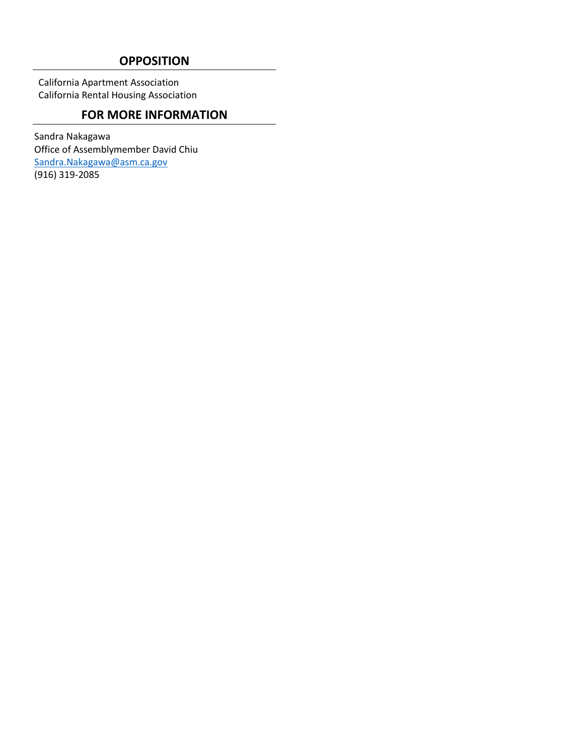## OPPOSITION

California Apartment Association
California Rental Housing Association

## FOR MORE INFORMATION

Sandra Nakagawa
Office of Assemblymember David Chiu
Sandra.Nakagawa@asm.ca.gov
(916) 319-2085